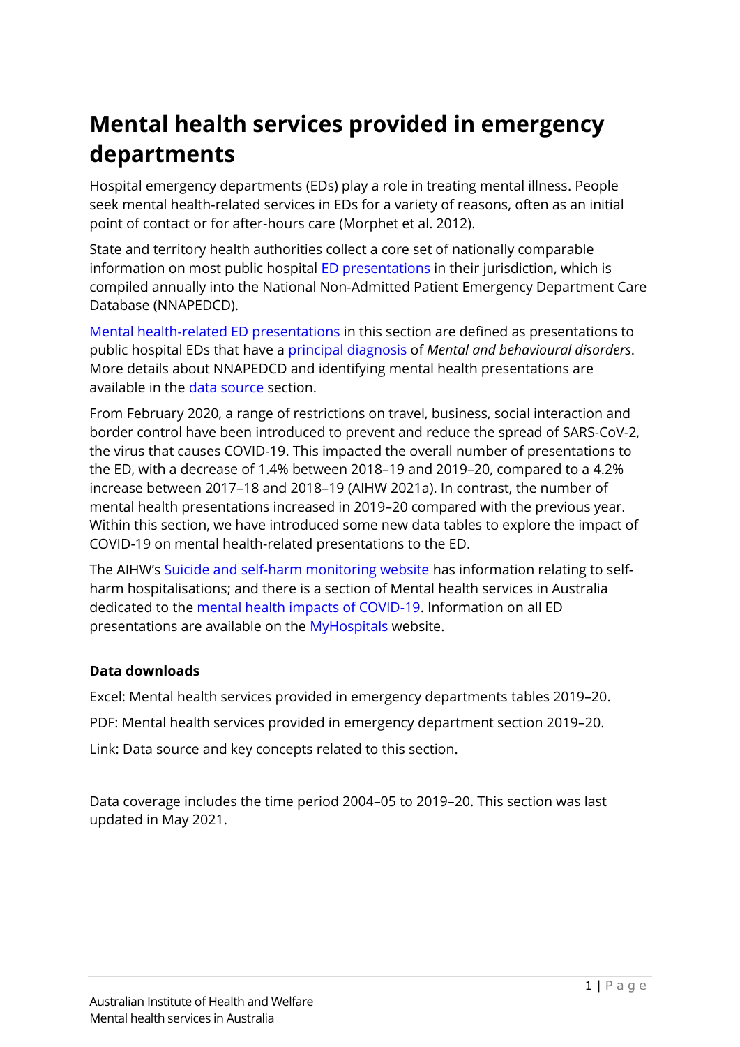# Mental health services provided in emergency departments

Hospital emergency departments (EDs) play a role in treating mental illness. People seek mental health-related services in EDs for a variety of reasons, often as an initial point of contact or for after-hours care (Morphet et al. 2012).

State and territory health authorities collect a core set of nationally comparable information on most public hospital ED presentations in their jurisdiction, which is compiled annually into the National Non-Admitted Patient Emergency Department Care Database (NNAPEDCD).

Mental health-related ED presentations in this section are defined as presentations to public hospital EDs that have a principal diagnosis of *Mental and behavioural disorders*. More details about NNAPEDCD and identifying mental health presentations are available in the data source section.

From February 2020, a range of restrictions on travel, business, social interaction and border control have been introduced to prevent and reduce the spread of SARS-CoV-2, the virus that causes COVID-19. This impacted the overall number of presentations to the ED, with a decrease of 1.4% between 2018–19 and 2019–20, compared to a 4.2% increase between 2017–18 and 2018–19 (AIHW 2021a). In contrast, the number of mental health presentations increased in 2019–20 compared with the previous year. Within this section, we have introduced some new data tables to explore the impact of COVID-19 on mental health-related presentations to the ED.

The AIHW's Suicide and self-harm monitoring website has information relating to self-harm hospitalisations; and there is a section of Mental health services in Australia dedicated to the mental health impacts of COVID-19. Information on all ED presentations are available on the MyHospitals website.

**Data downloads**

Excel: Mental health services provided in emergency departments tables 2019–20.

PDF: Mental health services provided in emergency department section 2019–20.

Link: Data source and key concepts related to this section.

Data coverage includes the time period 2004–05 to 2019–20. This section was last updated in May 2021.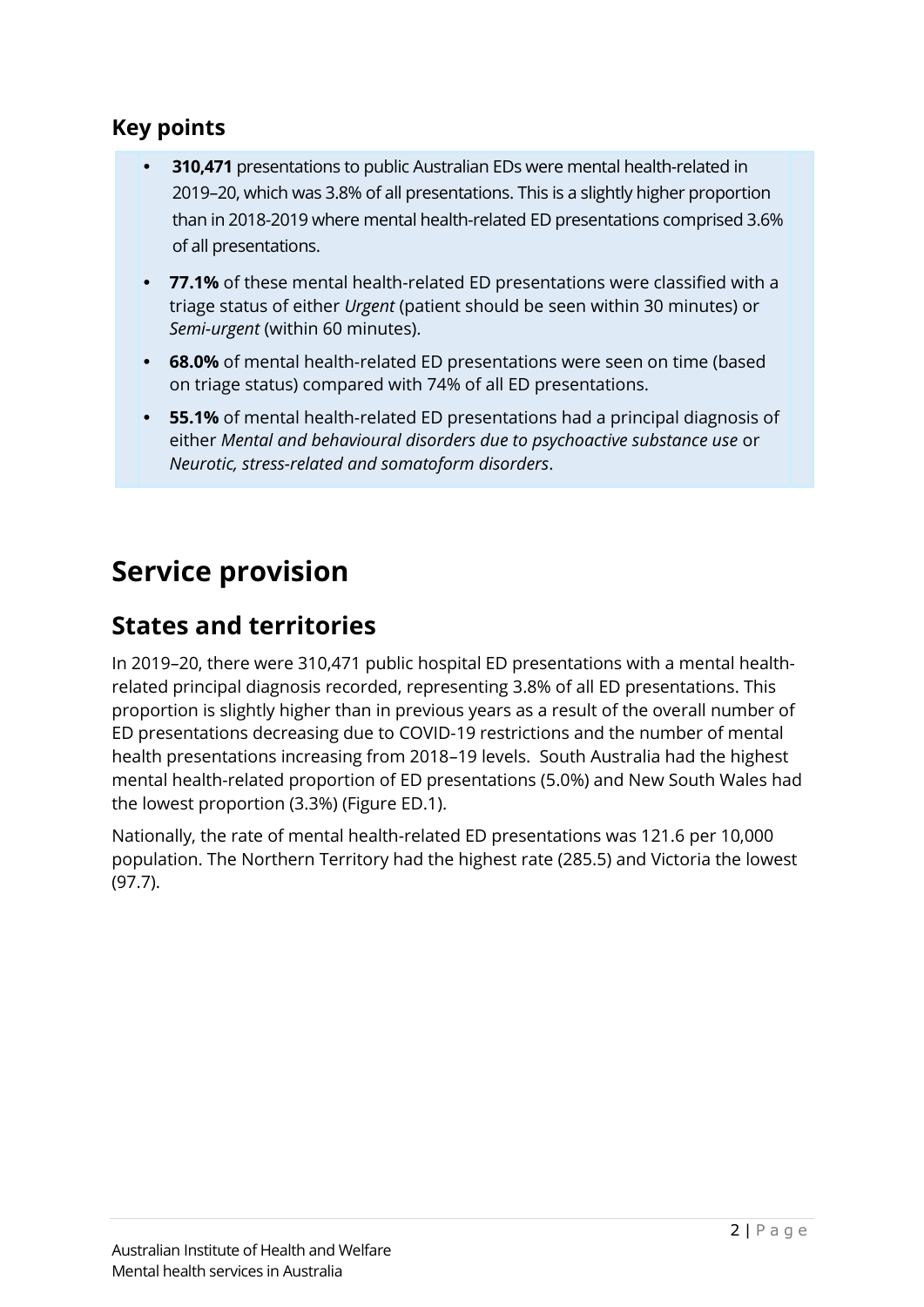### Key points

- **310,471** presentations to public Australian EDs were mental health-related in 2019–20, which was 3.8% of all presentations. This is a slightly higher proportion than in 2018-2019 where mental health-related ED presentations comprised 3.6% of all presentations.
- **77.1%** of these mental health-related ED presentations were classified with a triage status of either *Urgent* (patient should be seen within 30 minutes) or *Semi-urgent* (within 60 minutes).
- **68.0%** of mental health-related ED presentations were seen on time (based on triage status) compared with 74% of all ED presentations.
- **55.1%** of mental health-related ED presentations had a principal diagnosis of either *Mental and behavioural disorders due to psychoactive substance use* or *Neurotic, stress-related and somatoform disorders*.

# Service provision

## States and territories

In 2019–20, there were 310,471 public hospital ED presentations with a mental health-related principal diagnosis recorded, representing 3.8% of all ED presentations. This proportion is slightly higher than in previous years as a result of the overall number of ED presentations decreasing due to COVID-19 restrictions and the number of mental health presentations increasing from 2018–19 levels. South Australia had the highest mental health-related proportion of ED presentations (5.0%) and New South Wales had the lowest proportion (3.3%) (Figure ED.1).

Nationally, the rate of mental health-related ED presentations was 121.6 per 10,000 population. The Northern Territory had the highest rate (285.5) and Victoria the lowest (97.7).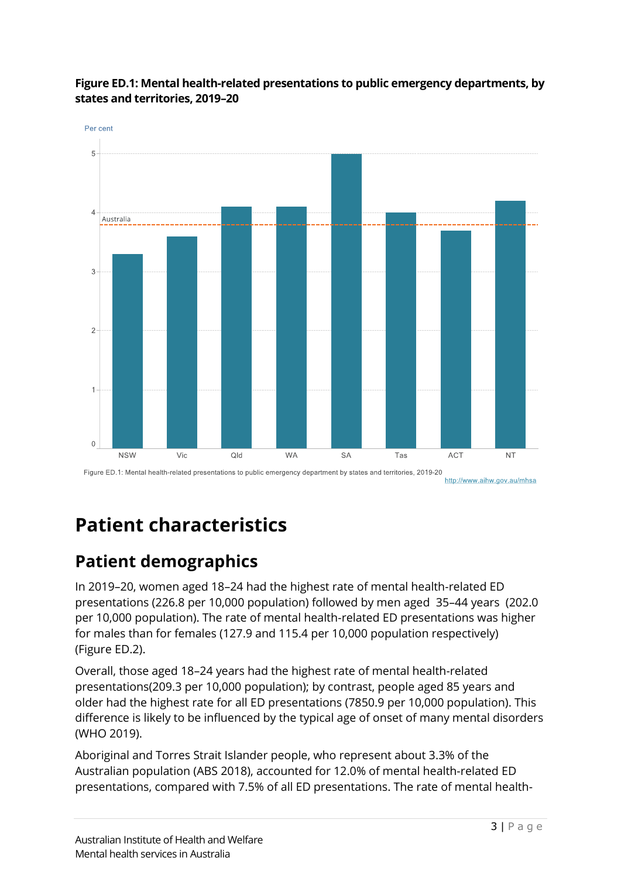**Figure ED.1: Mental health-related presentations to public emergency departments, by states and territories, 2019–20**

Figure ED.1: Mental health-related presentations to public emergency department by states and territories, 2019-20

http://www.aihw.gov.au/mhsa

# Patient characteristics

## Patient demographics

In 2019–20, women aged 18–24 had the highest rate of mental health-related ED presentations (226.8 per 10,000 population) followed by men aged 35–44 years (202.0 per 10,000 population). The rate of mental health-related ED presentations was higher for males than for females (127.9 and 115.4 per 10,000 population respectively) (Figure ED.2).

Overall, those aged 18–24 years had the highest rate of mental health-related presentations(209.3 per 10,000 population); by contrast, people aged 85 years and older had the highest rate for all ED presentations (7850.9 per 10,000 population). This difference is likely to be influenced by the typical age of onset of many mental disorders (WHO 2019).

Aboriginal and Torres Strait Islander people, who represent about 3.3% of the Australian population (ABS 2018), accounted for 12.0% of mental health-related ED presentations, compared with 7.5% of all ED presentations. The rate of mental health-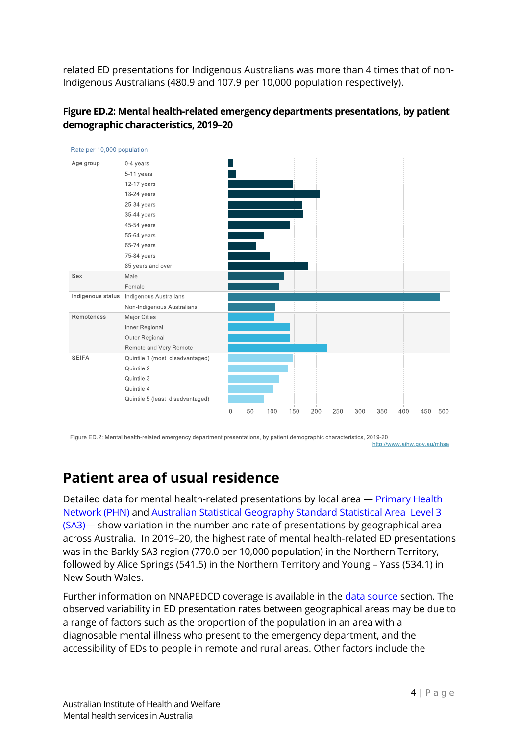related ED presentations for Indigenous Australians was more than 4 times that of non-Indigenous Australians (480.9 and 107.9 per 10,000 population respectively).

**Figure ED.2: Mental health-related emergency departments presentations, by patient demographic characteristics, 2019–20**

Figure ED.2: Mental health-related emergency department presentations, by patient demographic characteristics, 2019-20
http://www.aihw.gov.au/mhsa

## Patient area of usual residence

Detailed data for mental health-related presentations by local area — Primary Health Network (PHN) and Australian Statistical Geography Standard Statistical Area Level 3 (SA3)— show variation in the number and rate of presentations by geographical area across Australia. In 2019–20, the highest rate of mental health-related ED presentations was in the Barkly SA3 region (770.0 per 10,000 population) in the Northern Territory, followed by Alice Springs (541.5) in the Northern Territory and Young – Yass (534.1) in New South Wales.

Further information on NNAPEDCD coverage is available in the data source section. The observed variability in ED presentation rates between geographical areas may be due to a range of factors such as the proportion of the population in an area with a diagnosable mental illness who present to the emergency department, and the accessibility of EDs to people in remote and rural areas. Other factors include the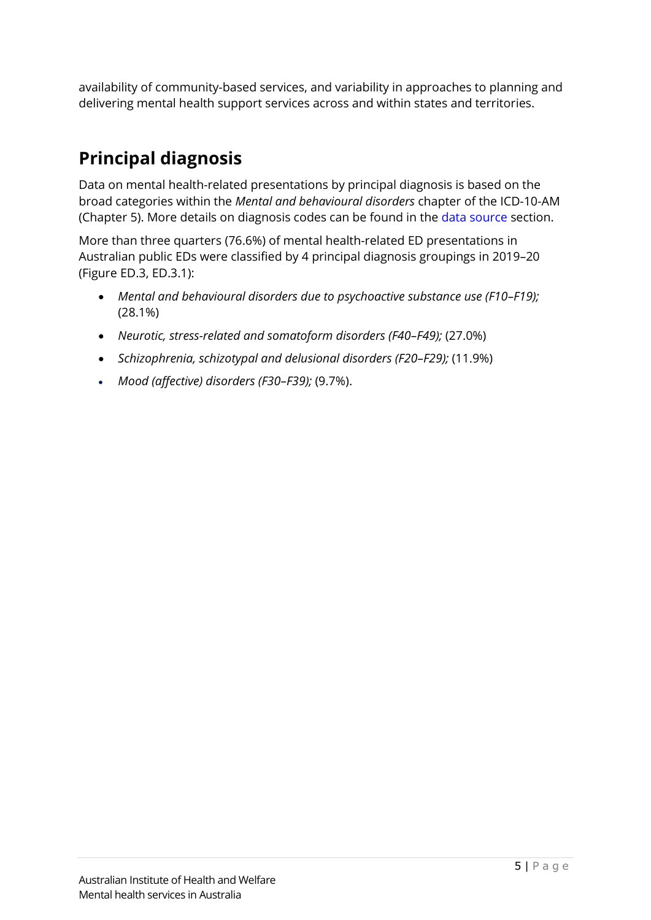availability of community-based services, and variability in approaches to planning and delivering mental health support services across and within states and territories.

## Principal diagnosis

Data on mental health-related presentations by principal diagnosis is based on the broad categories within the *Mental and behavioural disorders* chapter of the ICD-10-AM (Chapter 5). More details on diagnosis codes can be found in the data source section.

More than three quarters (76.6%) of mental health-related ED presentations in Australian public EDs were classified by 4 principal diagnosis groupings in 2019–20 (Figure ED.3, ED.3.1):

- *Mental and behavioural disorders due to psychoactive substance use (F10–F19);* (28.1%)
- *Neurotic, stress-related and somatoform disorders (F40–F49);* (27.0%)
- *Schizophrenia, schizotypal and delusional disorders (F20–F29);* (11.9%)
- *Mood (affective) disorders (F30–F39);* (9.7%).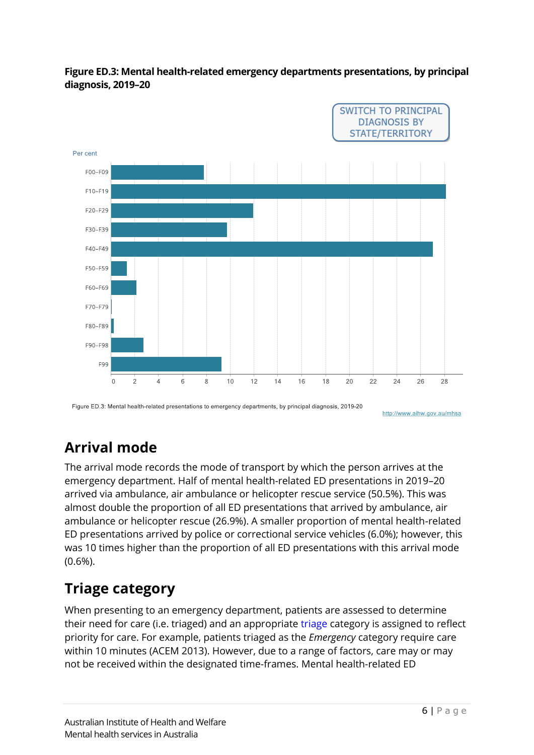**Figure ED.3: Mental health-related emergency departments presentations, by principal diagnosis, 2019–20**

SWITCH TO PRINCIPAL DIAGNOSIS BY STATE/TERRITORY

Per cent

F00–F09
F10–F19
F20–F29
F30–F39
F40–F49
F50–F59
F60–F69
F70–F79
F80–F89
F90–F98
F99

0 2 4 6 8 10 12 14 16 18 20 22 24 26 28

Figure ED.3: Mental health-related presentations to emergency departments, by principal diagnosis, 2019-20

http://www.aihw.gov.au/mhsa

## Arrival mode

The arrival mode records the mode of transport by which the person arrives at the emergency department. Half of mental health-related ED presentations in 2019–20 arrived via ambulance, air ambulance or helicopter rescue service (50.5%). This was almost double the proportion of all ED presentations that arrived by ambulance, air ambulance or helicopter rescue (26.9%). A smaller proportion of mental health-related ED presentations arrived by police or correctional service vehicles (6.0%); however, this was 10 times higher than the proportion of all ED presentations with this arrival mode (0.6%).

## Triage category

When presenting to an emergency department, patients are assessed to determine their need for care (i.e. triaged) and an appropriate triage category is assigned to reflect priority for care. For example, patients triaged as the *Emergency* category require care within 10 minutes (ACEM 2013). However, due to a range of factors, care may or may not be received within the designated time-frames. Mental health-related ED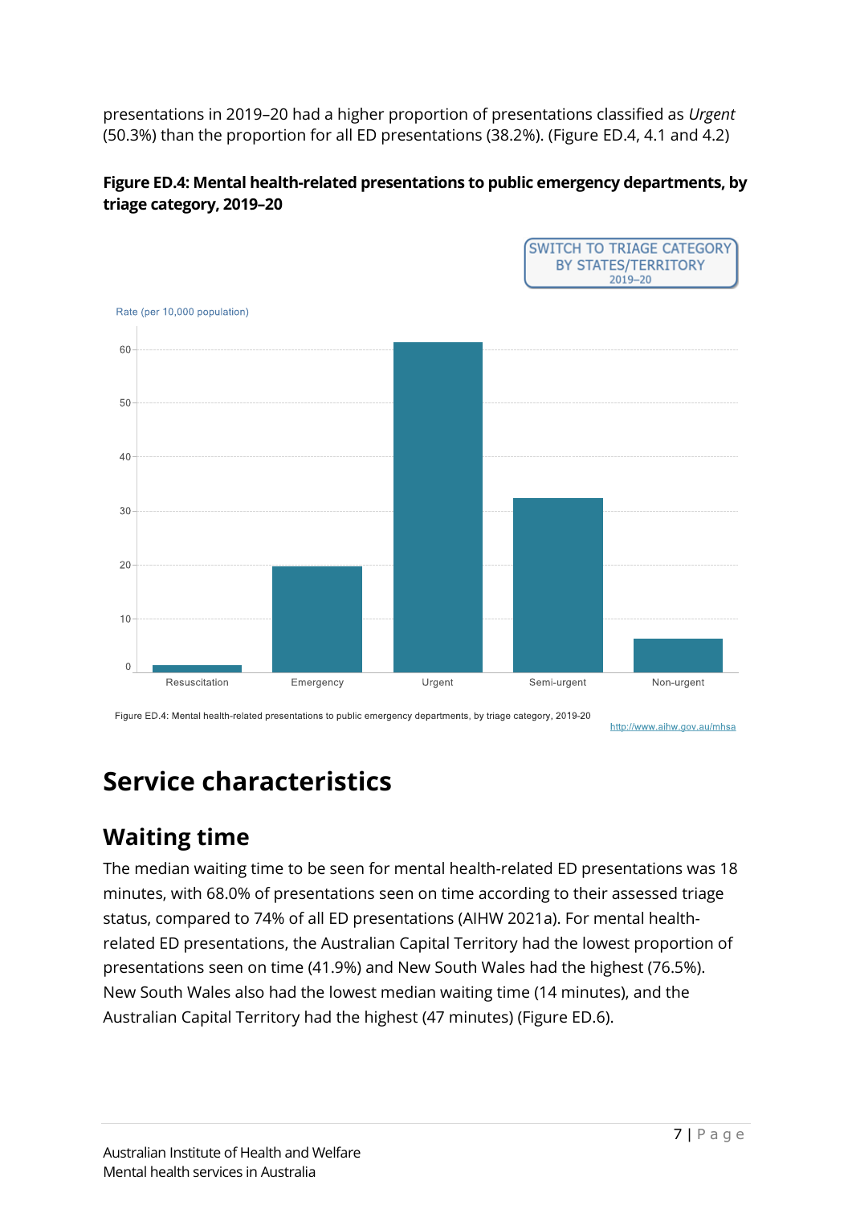presentations in 2019–20 had a higher proportion of presentations classified as *Urgent* (50.3%) than the proportion for all ED presentations (38.2%). (Figure ED.4, 4.1 and 4.2)

**Figure ED.4: Mental health-related presentations to public emergency departments, by triage category, 2019–20**

SWITCH TO TRIAGE CATEGORY BY STATES/TERRITORY 2019–20

Rate (per 10,000 population)

Resuscitation, Emergency, Urgent, Semi-urgent, Non-urgent

Figure ED.4: Mental health-related presentations to public emergency departments, by triage category, 2019-20

http://www.aihw.gov.au/mhsa

# Service characteristics

## Waiting time

The median waiting time to be seen for mental health-related ED presentations was 18 minutes, with 68.0% of presentations seen on time according to their assessed triage status, compared to 74% of all ED presentations (AIHW 2021a). For mental health-related ED presentations, the Australian Capital Territory had the lowest proportion of presentations seen on time (41.9%) and New South Wales had the highest (76.5%). New South Wales also had the lowest median waiting time (14 minutes), and the Australian Capital Territory had the highest (47 minutes) (Figure ED.6).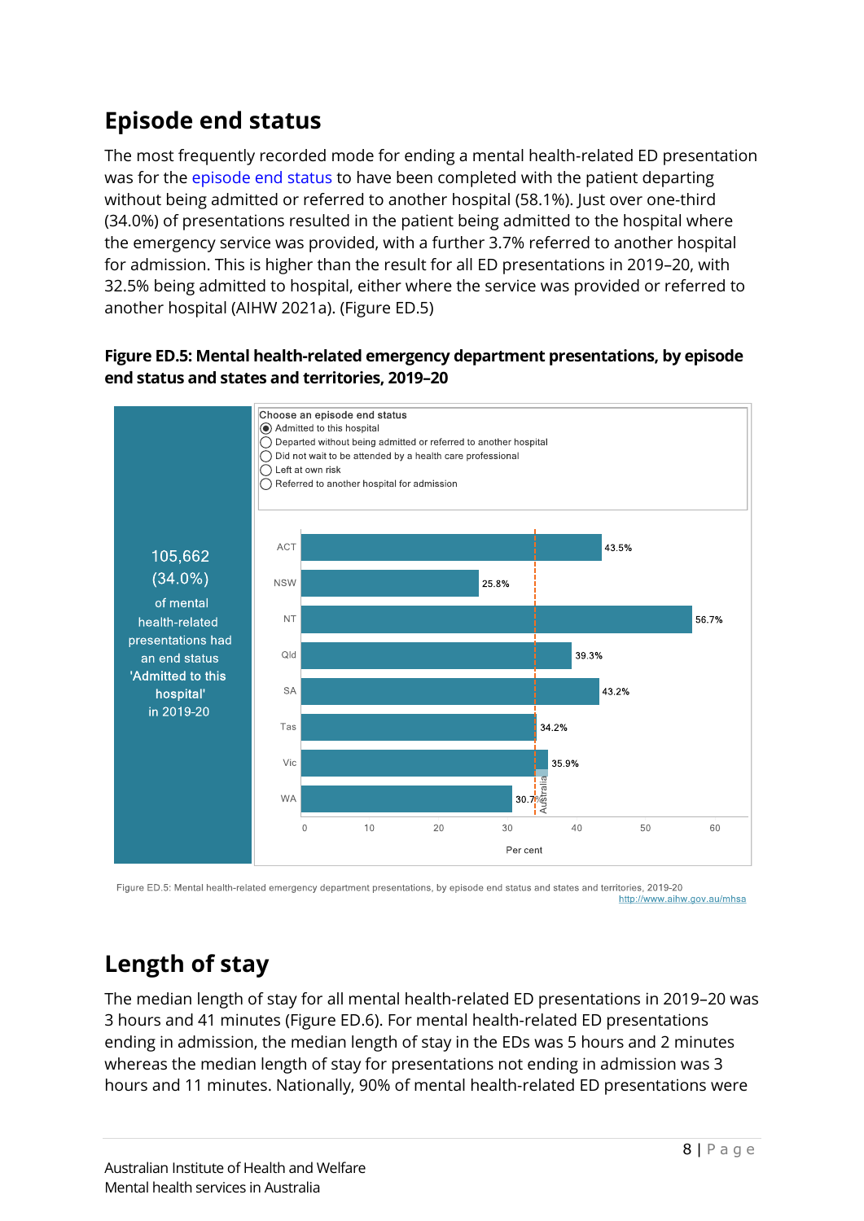## Episode end status

The most frequently recorded mode for ending a mental health-related ED presentation was for the episode end status to have been completed with the patient departing without being admitted or referred to another hospital (58.1%). Just over one-third (34.0%) of presentations resulted in the patient being admitted to the hospital where the emergency service was provided, with a further 3.7% referred to another hospital for admission. This is higher than the result for all ED presentations in 2019–20, with 32.5% being admitted to hospital, either where the service was provided or referred to another hospital (AIHW 2021a). (Figure ED.5)

**Figure ED.5: Mental health-related emergency department presentations, by episode end status and states and territories, 2019–20**

Choose an episode end status
- (selected) Admitted to this hospital
- Departed without being admitted or referred to another hospital
- Did not wait to be attended by a health care professional
- Left at own risk
- Referred to another hospital for admission

105,662 (34.0%) of mental health-related presentations had an end status 'Admitted to this hospital' in 2019-20

| State/territory | Per cent |
|---|---|
| ACT | 43.5% |
| NSW | 25.8% |
| NT | 56.7% |
| Qld | 39.3% |
| SA | 43.2% |
| Tas | 34.2% |
| Vic | 35.9% |
| WA | 30.7% |

Australia (reference line)

Figure ED.5: Mental health-related emergency department presentations, by episode end status and states and territories, 2019-20
http://www.aihw.gov.au/mhsa

## Length of stay

The median length of stay for all mental health-related ED presentations in 2019–20 was 3 hours and 41 minutes (Figure ED.6). For mental health-related ED presentations ending in admission, the median length of stay in the EDs was 5 hours and 2 minutes whereas the median length of stay for presentations not ending in admission was 3 hours and 11 minutes. Nationally, 90% of mental health-related ED presentations were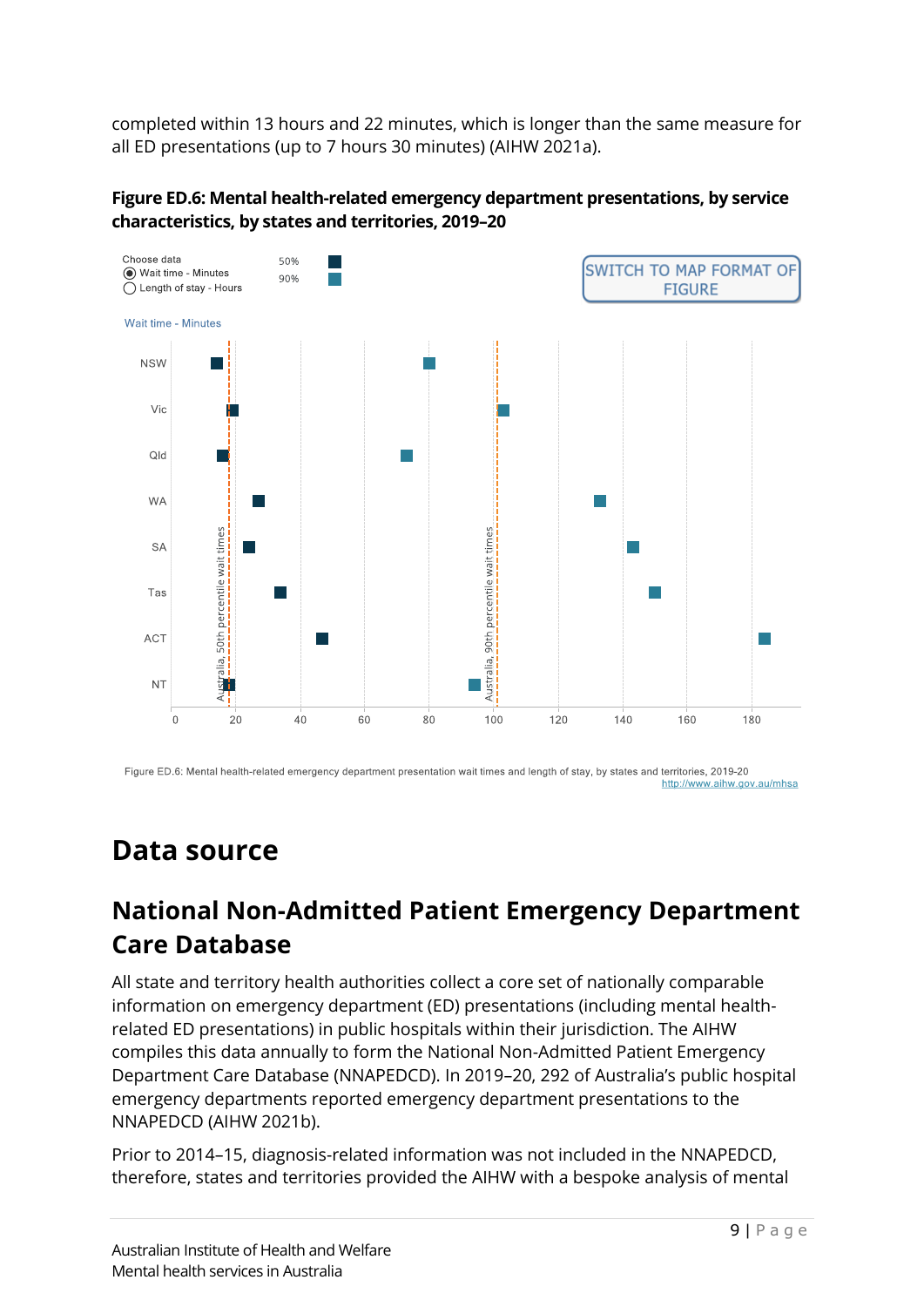completed within 13 hours and 22 minutes, which is longer than the same measure for all ED presentations (up to 7 hours 30 minutes) (AIHW 2021a).

**Figure ED.6: Mental health-related emergency department presentations, by service characteristics, by states and territories, 2019–20**

Figure ED.6: Mental health-related emergency department presentation wait times and length of stay, by states and territories, 2019-20
http://www.aihw.gov.au/mhsa

# Data source

## National Non-Admitted Patient Emergency Department Care Database

All state and territory health authorities collect a core set of nationally comparable information on emergency department (ED) presentations (including mental health-related ED presentations) in public hospitals within their jurisdiction. The AIHW compiles this data annually to form the National Non-Admitted Patient Emergency Department Care Database (NNAPEDCD). In 2019–20, 292 of Australia's public hospital emergency departments reported emergency department presentations to the NNAPEDCD (AIHW 2021b).

Prior to 2014–15, diagnosis-related information was not included in the NNAPEDCD, therefore, states and territories provided the AIHW with a bespoke analysis of mental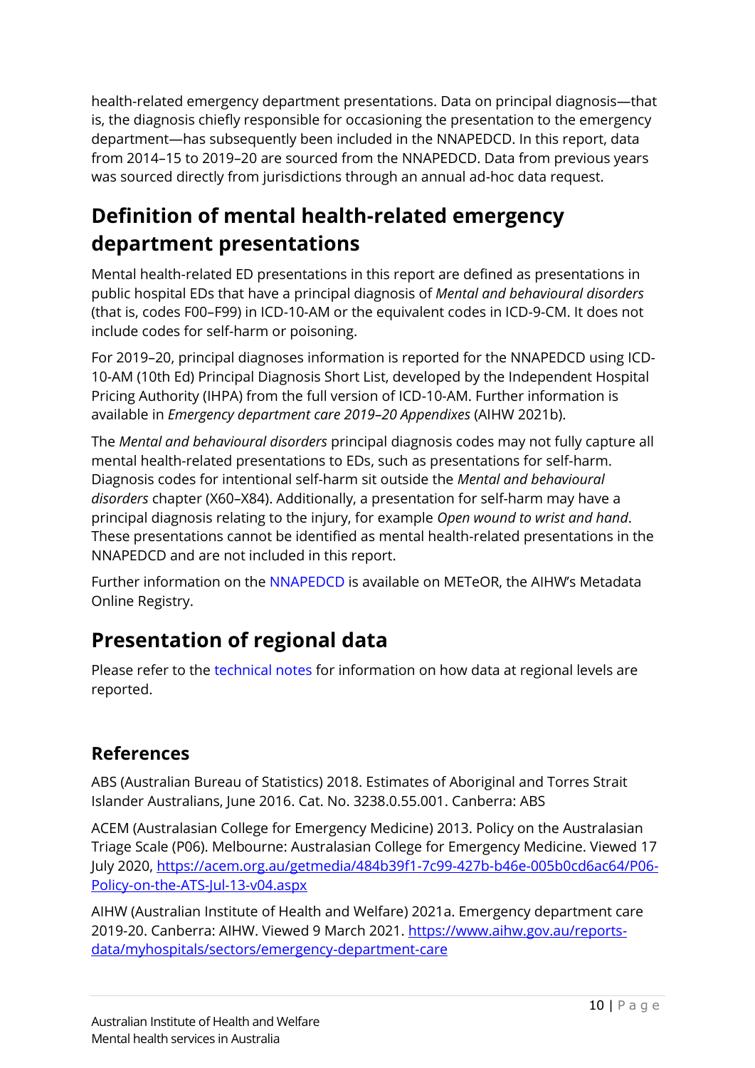health-related emergency department presentations. Data on principal diagnosis—that is, the diagnosis chiefly responsible for occasioning the presentation to the emergency department—has subsequently been included in the NNAPEDCD. In this report, data from 2014–15 to 2019–20 are sourced from the NNAPEDCD. Data from previous years was sourced directly from jurisdictions through an annual ad-hoc data request.

## Definition of mental health-related emergency department presentations

Mental health-related ED presentations in this report are defined as presentations in public hospital EDs that have a principal diagnosis of *Mental and behavioural disorders* (that is, codes F00–F99) in ICD-10-AM or the equivalent codes in ICD-9-CM. It does not include codes for self-harm or poisoning.

For 2019–20, principal diagnoses information is reported for the NNAPEDCD using ICD-10-AM (10th Ed) Principal Diagnosis Short List, developed by the Independent Hospital Pricing Authority (IHPA) from the full version of ICD-10-AM. Further information is available in *Emergency department care 2019–20 Appendixes* (AIHW 2021b).

The *Mental and behavioural disorders* principal diagnosis codes may not fully capture all mental health-related presentations to EDs, such as presentations for self-harm. Diagnosis codes for intentional self-harm sit outside the *Mental and behavioural disorders* chapter (X60–X84). Additionally, a presentation for self-harm may have a principal diagnosis relating to the injury, for example *Open wound to wrist and hand*. These presentations cannot be identified as mental health-related presentations in the NNAPEDCD and are not included in this report.

Further information on the NNAPEDCD is available on METeOR, the AIHW's Metadata Online Registry.

## Presentation of regional data

Please refer to the technical notes for information on how data at regional levels are reported.

### References

ABS (Australian Bureau of Statistics) 2018. Estimates of Aboriginal and Torres Strait Islander Australians, June 2016. Cat. No. 3238.0.55.001. Canberra: ABS

ACEM (Australasian College for Emergency Medicine) 2013. Policy on the Australasian Triage Scale (P06). Melbourne: Australasian College for Emergency Medicine. Viewed 17 July 2020, https://acem.org.au/getmedia/484b39f1-7c99-427b-b46e-005b0cd6ac64/P06-Policy-on-the-ATS-Jul-13-v04.aspx

AIHW (Australian Institute of Health and Welfare) 2021a. Emergency department care 2019-20. Canberra: AIHW. Viewed 9 March 2021. https://www.aihw.gov.au/reports-data/myhospitals/sectors/emergency-department-care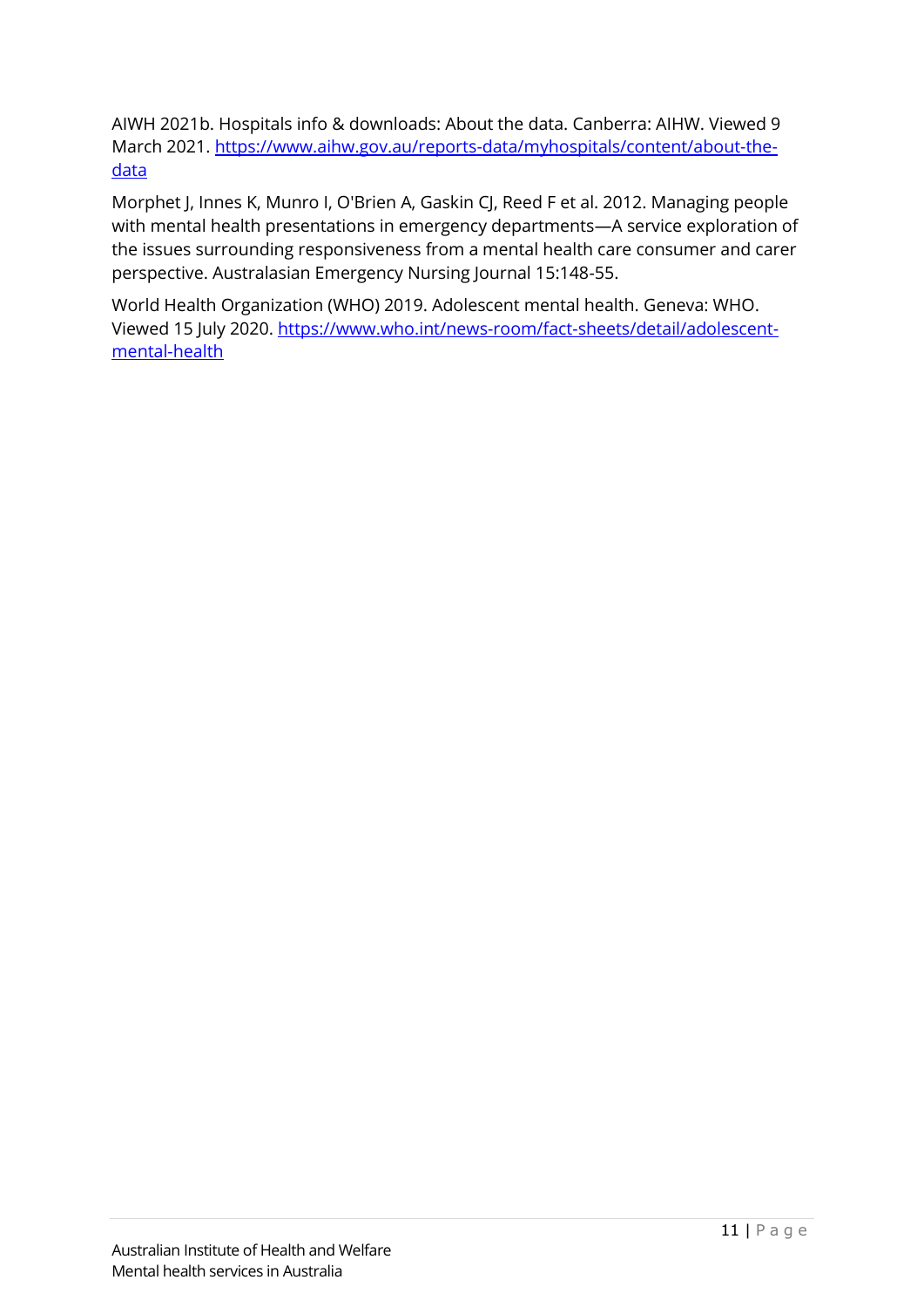AIWH 2021b. Hospitals info & downloads: About the data. Canberra: AIHW. Viewed 9 March 2021. https://www.aihw.gov.au/reports-data/myhospitals/content/about-the-data

Morphet J, Innes K, Munro I, O'Brien A, Gaskin CJ, Reed F et al. 2012. Managing people with mental health presentations in emergency departments—A service exploration of the issues surrounding responsiveness from a mental health care consumer and carer perspective. Australasian Emergency Nursing Journal 15:148-55.

World Health Organization (WHO) 2019. Adolescent mental health. Geneva: WHO. Viewed 15 July 2020. https://www.who.int/news-room/fact-sheets/detail/adolescent-mental-health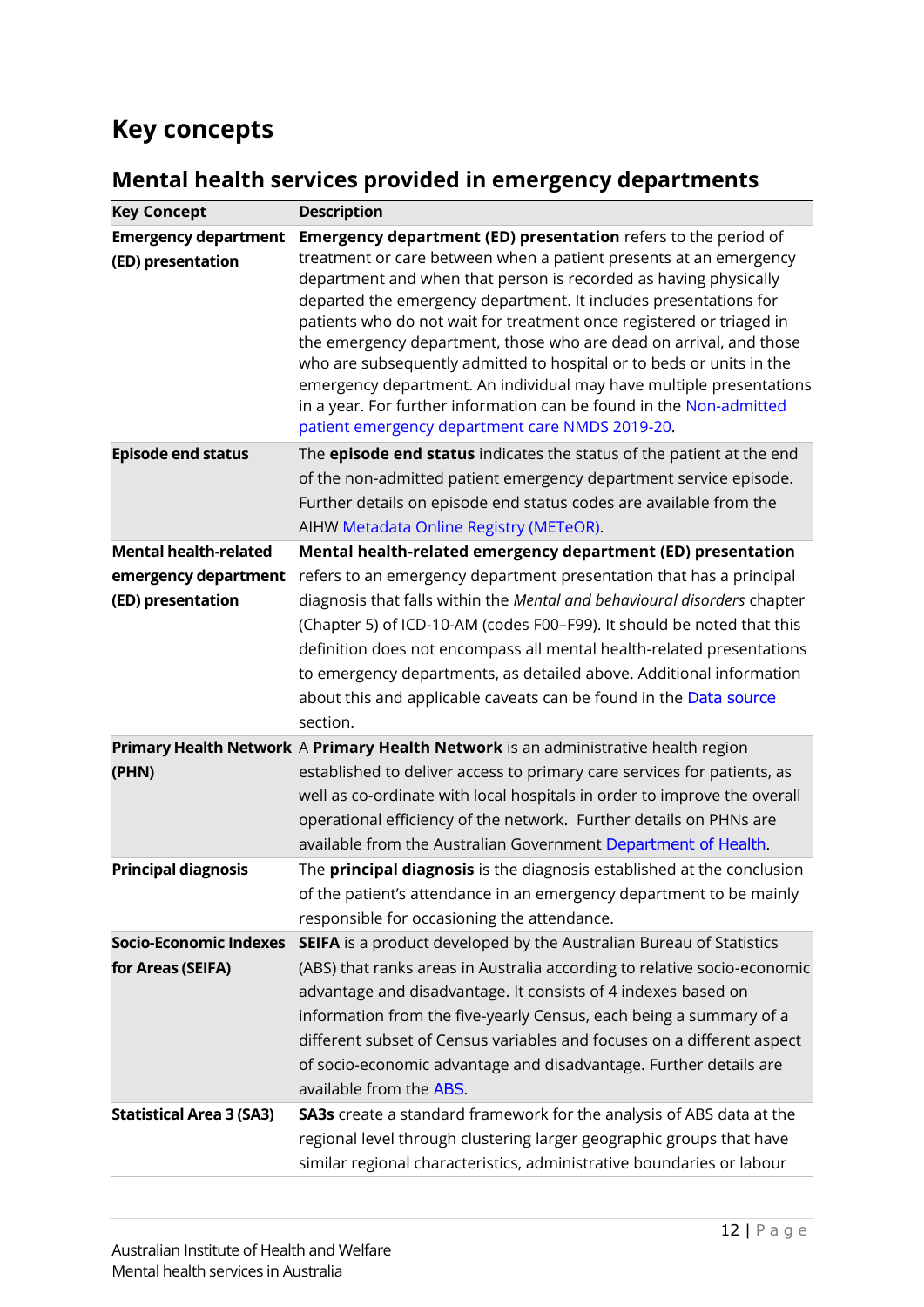# Key concepts

## Mental health services provided in emergency departments

| Key Concept | Description |
|---|---|
| **Emergency department (ED) presentation** | **Emergency department (ED) presentation** refers to the period of treatment or care between when a patient presents at an emergency department and when that person is recorded as having physically departed the emergency department. It includes presentations for patients who do not wait for treatment once registered or triaged in the emergency department, those who are dead on arrival, and those who are subsequently admitted to hospital or to beds or units in the emergency department. An individual may have multiple presentations in a year. For further information can be found in the Non-admitted patient emergency department care NMDS 2019-20. |
| **Episode end status** | The **episode end status** indicates the status of the patient at the end of the non-admitted patient emergency department service episode. Further details on episode end status codes are available from the AIHW Metadata Online Registry (METeOR). |
| **Mental health-related emergency department (ED) presentation** | **Mental health-related emergency department (ED) presentation** refers to an emergency department presentation that has a principal diagnosis that falls within the *Mental and behavioural disorders* chapter (Chapter 5) of ICD-10-AM (codes F00–F99). It should be noted that this definition does not encompass all mental health-related presentations to emergency departments, as detailed above. Additional information about this and applicable caveats can be found in the Data source section. |
| **Primary Health Network (PHN)** | A **Primary Health Network** is an administrative health region established to deliver access to primary care services for patients, as well as co-ordinate with local hospitals in order to improve the overall operational efficiency of the network. Further details on PHNs are available from the Australian Government Department of Health. |
| **Principal diagnosis** | The **principal diagnosis** is the diagnosis established at the conclusion of the patient's attendance in an emergency department to be mainly responsible for occasioning the attendance. |
| **Socio-Economic Indexes for Areas (SEIFA)** | **SEIFA** is a product developed by the Australian Bureau of Statistics (ABS) that ranks areas in Australia according to relative socio-economic advantage and disadvantage. It consists of 4 indexes based on information from the five-yearly Census, each being a summary of a different subset of Census variables and focuses on a different aspect of socio-economic advantage and disadvantage. Further details are available from the ABS. |
| **Statistical Area 3 (SA3)** | **SA3s** create a standard framework for the analysis of ABS data at the regional level through clustering larger geographic groups that have similar regional characteristics, administrative boundaries or labour |

Australian Institute of Health and Welfare
Mental health services in Australia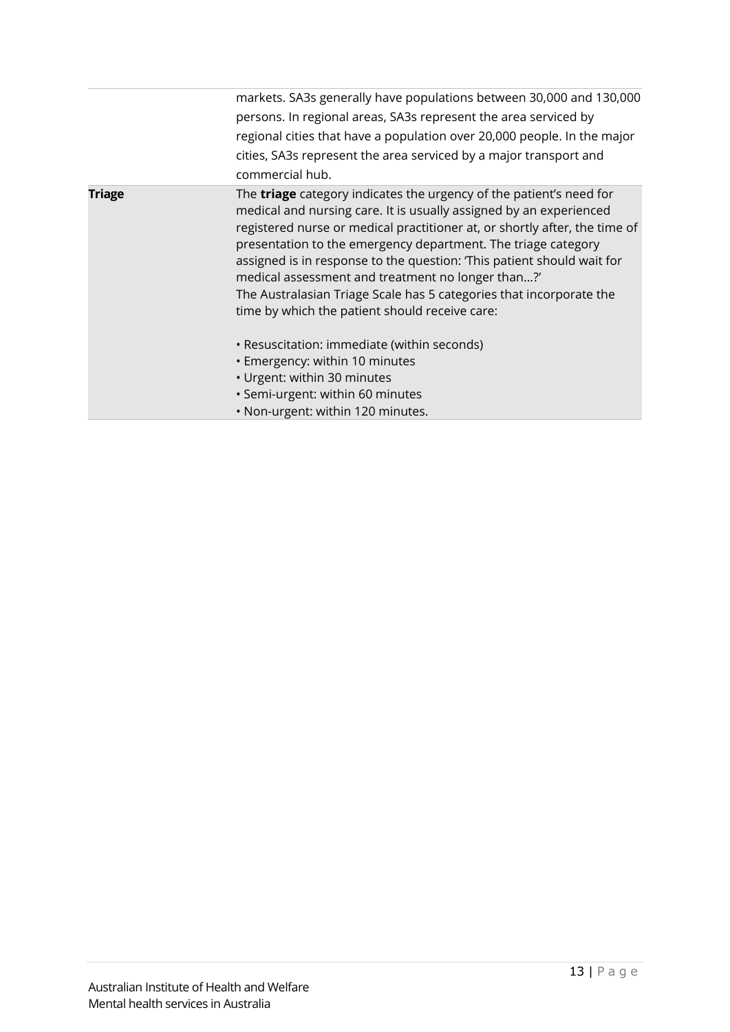| | |
|---|---|
| | markets. SA3s generally have populations between 30,000 and 130,000 persons. In regional areas, SA3s represent the area serviced by regional cities that have a population over 20,000 people. In the major cities, SA3s represent the area serviced by a major transport and commercial hub. |
| **Triage** | The **triage** category indicates the urgency of the patient's need for medical and nursing care. It is usually assigned by an experienced registered nurse or medical practitioner at, or shortly after, the time of presentation to the emergency department. The triage category assigned is in response to the question: 'This patient should wait for medical assessment and treatment no longer than...?'<br>The Australasian Triage Scale has 5 categories that incorporate the time by which the patient should receive care:<br><br>• Resuscitation: immediate (within seconds)<br>• Emergency: within 10 minutes<br>• Urgent: within 30 minutes<br>• Semi-urgent: within 60 minutes<br>• Non-urgent: within 120 minutes. |